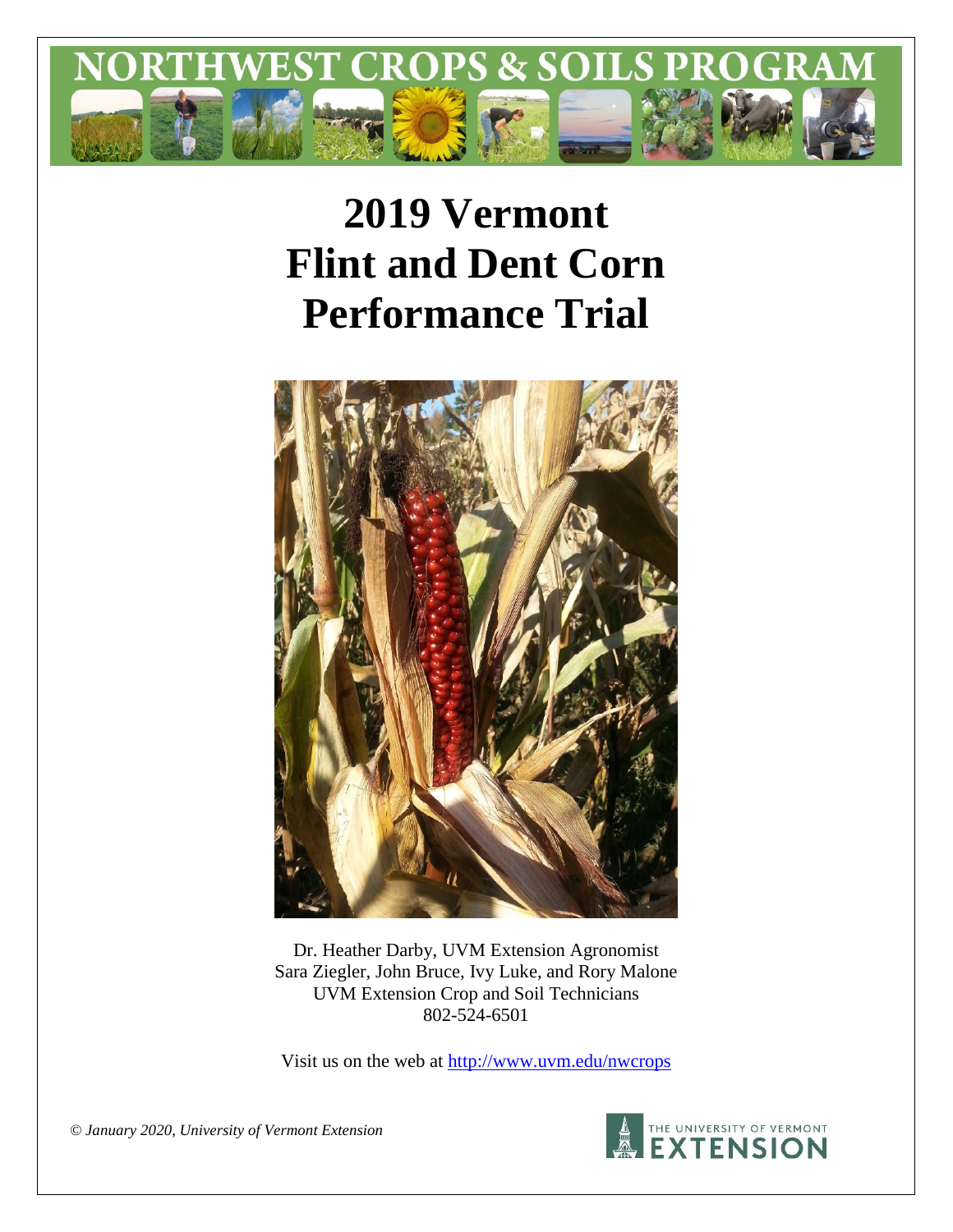# NORTHWEST CROPS & SOILS PROGRAM

# 2019 Vermont Flint and Dent Corn Performance Trial

Dr. Heather Darby, UVM Extension Agronomist
Sara Ziegler, John Bruce, Ivy Luke, and Rory Malone
UVM Extension Crop and Soil Technicians
802-524-6501

Visit us on the web at http://www.uvm.edu/nwcrops

*© January 2020, University of Vermont Extension*

THE UNIVERSITY OF VERMONT EXTENSION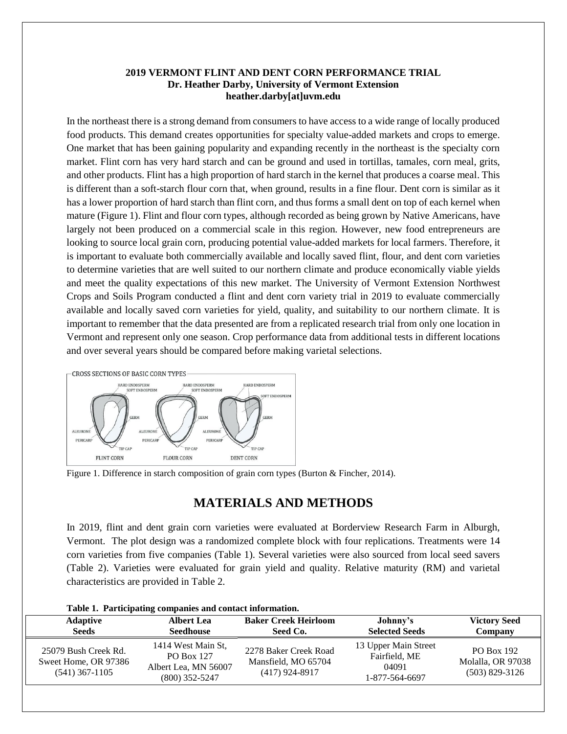**2019 VERMONT FLINT AND DENT CORN PERFORMANCE TRIAL**
**Dr. Heather Darby, University of Vermont Extension**
**heather.darby[at]uvm.edu**

In the northeast there is a strong demand from consumers to have access to a wide range of locally produced food products. This demand creates opportunities for specialty value-added markets and crops to emerge. One market that has been gaining popularity and expanding recently in the northeast is the specialty corn market. Flint corn has very hard starch and can be ground and used in tortillas, tamales, corn meal, grits, and other products. Flint has a high proportion of hard starch in the kernel that produces a coarse meal. This is different than a soft-starch flour corn that, when ground, results in a fine flour. Dent corn is similar as it has a lower proportion of hard starch than flint corn, and thus forms a small dent on top of each kernel when mature (Figure 1). Flint and flour corn types, although recorded as being grown by Native Americans, have largely not been produced on a commercial scale in this region. However, new food entrepreneurs are looking to source local grain corn, producing potential value-added markets for local farmers. Therefore, it is important to evaluate both commercially available and locally saved flint, flour, and dent corn varieties to determine varieties that are well suited to our northern climate and produce economically viable yields and meet the quality expectations of this new market. The University of Vermont Extension Northwest Crops and Soils Program conducted a flint and dent corn variety trial in 2019 to evaluate commercially available and locally saved corn varieties for yield, quality, and suitability to our northern climate. It is important to remember that the data presented are from a replicated research trial from only one location in Vermont and represent only one season. Crop performance data from additional tests in different locations and over several years should be compared before making varietal selections.

Figure 1. Difference in starch composition of grain corn types (Burton & Fincher, 2014).

# MATERIALS AND METHODS

In 2019, flint and dent grain corn varieties were evaluated at Borderview Research Farm in Alburgh, Vermont. The plot design was a randomized complete block with four replications. Treatments were 14 corn varieties from five companies (Table 1). Several varieties were also sourced from local seed savers (Table 2). Varieties were evaluated for grain yield and quality. Relative maturity (RM) and varietal characteristics are provided in Table 2.

**Table 1. Participating companies and contact information.**

| Adaptive Seeds | Albert Lea Seedhouse | Baker Creek Heirloom Seed Co. | Johnny's Selected Seeds | Victory Seed Company |
|---|---|---|---|---|
| 25079 Bush Creek Rd. Sweet Home, OR 97386 (541) 367-1105 | 1414 West Main St, PO Box 127 Albert Lea, MN 56007 (800) 352-5247 | 2278 Baker Creek Road Mansfield, MO 65704 (417) 924-8917 | 13 Upper Main Street Fairfield, ME 04091 1-877-564-6697 | PO Box 192 Molalla, OR 97038 (503) 829-3126 |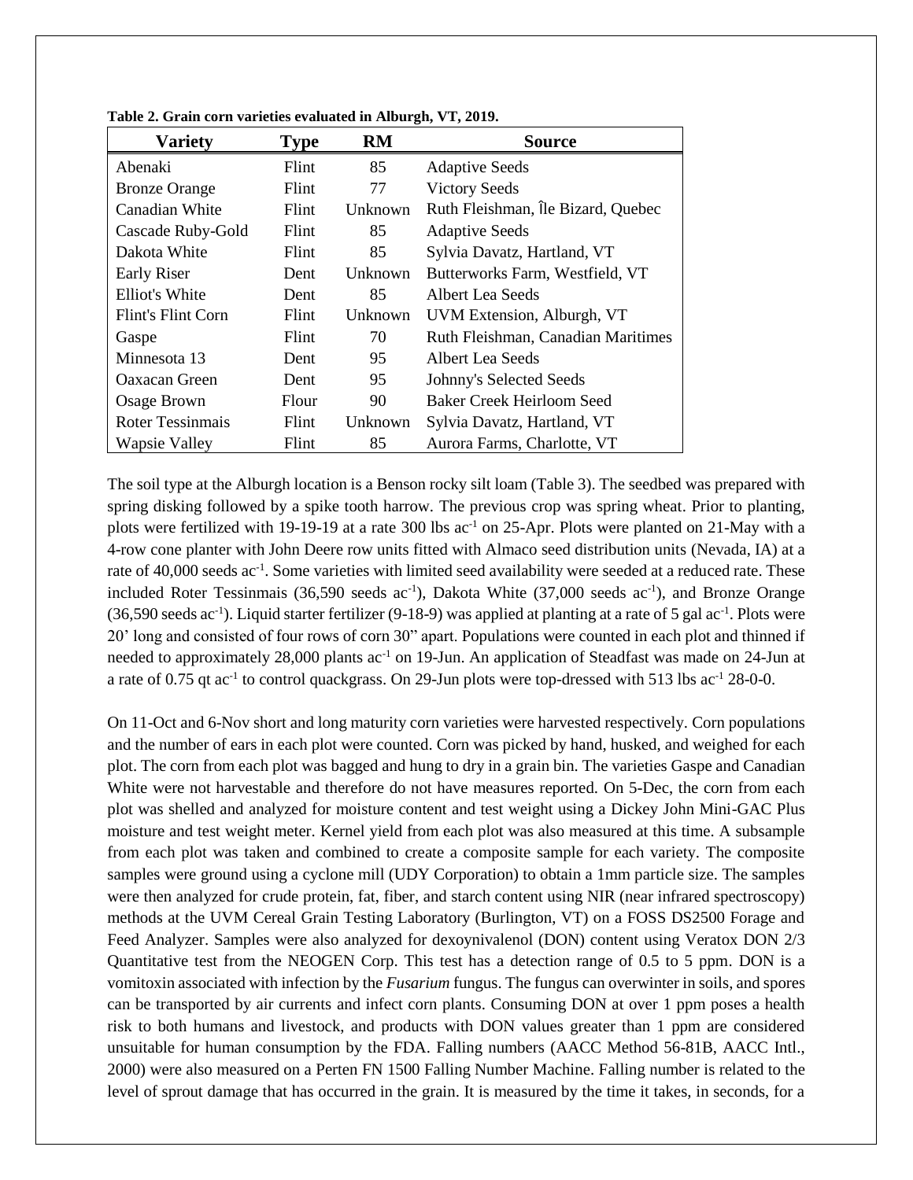**Table 2. Grain corn varieties evaluated in Alburgh, VT, 2019.**

| Variety | Type | RM | Source |
|---|---|---|---|
| Abenaki | Flint | 85 | Adaptive Seeds |
| Bronze Orange | Flint | 77 | Victory Seeds |
| Canadian White | Flint | Unknown | Ruth Fleishman, Île Bizard, Quebec |
| Cascade Ruby-Gold | Flint | 85 | Adaptive Seeds |
| Dakota White | Flint | 85 | Sylvia Davatz, Hartland, VT |
| Early Riser | Dent | Unknown | Butterworks Farm, Westfield, VT |
| Elliot's White | Dent | 85 | Albert Lea Seeds |
| Flint's Flint Corn | Flint | Unknown | UVM Extension, Alburgh, VT |
| Gaspe | Flint | 70 | Ruth Fleishman, Canadian Maritimes |
| Minnesota 13 | Dent | 95 | Albert Lea Seeds |
| Oaxacan Green | Dent | 95 | Johnny's Selected Seeds |
| Osage Brown | Flour | 90 | Baker Creek Heirloom Seed |
| Roter Tessinmais | Flint | Unknown | Sylvia Davatz, Hartland, VT |
| Wapsie Valley | Flint | 85 | Aurora Farms, Charlotte, VT |

The soil type at the Alburgh location is a Benson rocky silt loam (Table 3). The seedbed was prepared with spring disking followed by a spike tooth harrow. The previous crop was spring wheat. Prior to planting, plots were fertilized with 19-19-19 at a rate 300 lbs ac$^{-1}$ on 25-Apr. Plots were planted on 21-May with a 4-row cone planter with John Deere row units fitted with Almaco seed distribution units (Nevada, IA) at a rate of 40,000 seeds ac$^{-1}$. Some varieties with limited seed availability were seeded at a reduced rate. These included Roter Tessinmais (36,590 seeds ac$^{-1}$), Dakota White (37,000 seeds ac$^{-1}$), and Bronze Orange (36,590 seeds ac$^{-1}$). Liquid starter fertilizer (9-18-9) was applied at planting at a rate of 5 gal ac$^{-1}$. Plots were 20' long and consisted of four rows of corn 30" apart. Populations were counted in each plot and thinned if needed to approximately 28,000 plants ac$^{-1}$ on 19-Jun. An application of Steadfast was made on 24-Jun at a rate of 0.75 qt ac$^{-1}$ to control quackgrass. On 29-Jun plots were top-dressed with 513 lbs ac$^{-1}$ 28-0-0.

On 11-Oct and 6-Nov short and long maturity corn varieties were harvested respectively. Corn populations and the number of ears in each plot were counted. Corn was picked by hand, husked, and weighed for each plot. The corn from each plot was bagged and hung to dry in a grain bin. The varieties Gaspe and Canadian White were not harvestable and therefore do not have measures reported. On 5-Dec, the corn from each plot was shelled and analyzed for moisture content and test weight using a Dickey John Mini-GAC Plus moisture and test weight meter. Kernel yield from each plot was also measured at this time. A subsample from each plot was taken and combined to create a composite sample for each variety. The composite samples were ground using a cyclone mill (UDY Corporation) to obtain a 1mm particle size. The samples were then analyzed for crude protein, fat, fiber, and starch content using NIR (near infrared spectroscopy) methods at the UVM Cereal Grain Testing Laboratory (Burlington, VT) on a FOSS DS2500 Forage and Feed Analyzer. Samples were also analyzed for dexoynivalenol (DON) content using Veratox DON 2/3 Quantitative test from the NEOGEN Corp. This test has a detection range of 0.5 to 5 ppm. DON is a vomitoxin associated with infection by the *Fusarium* fungus. The fungus can overwinter in soils, and spores can be transported by air currents and infect corn plants. Consuming DON at over 1 ppm poses a health risk to both humans and livestock, and products with DON values greater than 1 ppm are considered unsuitable for human consumption by the FDA. Falling numbers (AACC Method 56-81B, AACC Intl., 2000) were also measured on a Perten FN 1500 Falling Number Machine. Falling number is related to the level of sprout damage that has occurred in the grain. It is measured by the time it takes, in seconds, for a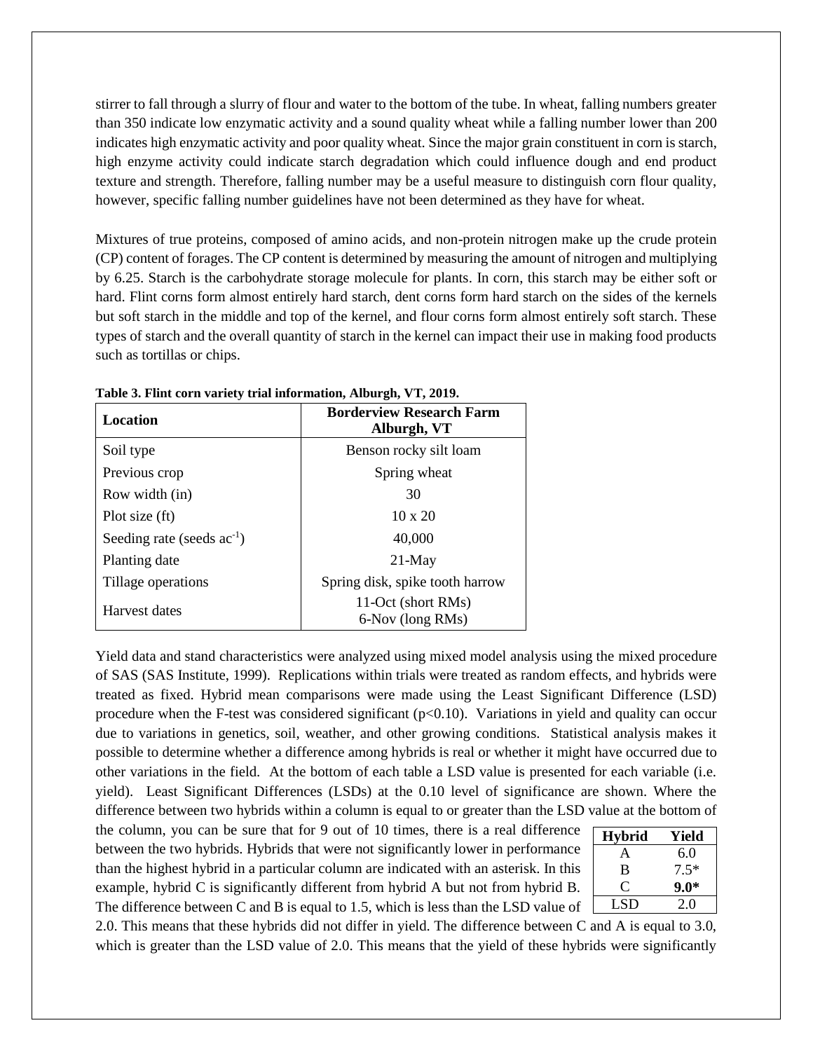stirrer to fall through a slurry of flour and water to the bottom of the tube. In wheat, falling numbers greater than 350 indicate low enzymatic activity and a sound quality wheat while a falling number lower than 200 indicates high enzymatic activity and poor quality wheat. Since the major grain constituent in corn is starch, high enzyme activity could indicate starch degradation which could influence dough and end product texture and strength. Therefore, falling number may be a useful measure to distinguish corn flour quality, however, specific falling number guidelines have not been determined as they have for wheat.

Mixtures of true proteins, composed of amino acids, and non-protein nitrogen make up the crude protein (CP) content of forages. The CP content is determined by measuring the amount of nitrogen and multiplying by 6.25. Starch is the carbohydrate storage molecule for plants. In corn, this starch may be either soft or hard. Flint corns form almost entirely hard starch, dent corns form hard starch on the sides of the kernels but soft starch in the middle and top of the kernel, and flour corns form almost entirely soft starch. These types of starch and the overall quantity of starch in the kernel can impact their use in making food products such as tortillas or chips.

**Table 3. Flint corn variety trial information, Alburgh, VT, 2019.**

| Location | Borderview Research Farm Alburgh, VT |
|---|---|
| Soil type | Benson rocky silt loam |
| Previous crop | Spring wheat |
| Row width (in) | 30 |
| Plot size (ft) | 10 x 20 |
| Seeding rate (seeds $ac^{-1}$) | 40,000 |
| Planting date | 21-May |
| Tillage operations | Spring disk, spike tooth harrow |
| Harvest dates | 11-Oct (short RMs) 6-Nov (long RMs) |

Yield data and stand characteristics were analyzed using mixed model analysis using the mixed procedure of SAS (SAS Institute, 1999). Replications within trials were treated as random effects, and hybrids were treated as fixed. Hybrid mean comparisons were made using the Least Significant Difference (LSD) procedure when the F-test was considered significant ($p<0.10$). Variations in yield and quality can occur due to variations in genetics, soil, weather, and other growing conditions. Statistical analysis makes it possible to determine whether a difference among hybrids is real or whether it might have occurred due to other variations in the field. At the bottom of each table a LSD value is presented for each variable (i.e. yield). Least Significant Differences (LSDs) at the 0.10 level of significance are shown. Where the difference between two hybrids within a column is equal to or greater than the LSD value at the bottom of the column, you can be sure that for 9 out of 10 times, there is a real difference between the two hybrids. Hybrids that were not significantly lower in performance than the highest hybrid in a particular column are indicated with an asterisk. In this example, hybrid C is significantly different from hybrid A but not from hybrid B. The difference between C and B is equal to 1.5, which is less than the LSD value of 2.0. This means that these hybrids did not differ in yield. The difference between C and A is equal to 3.0, which is greater than the LSD value of 2.0. This means that the yield of these hybrids were significantly

| Hybrid | Yield |
|---|---|
| A | 6.0 |
| B | 7.5* |
| C | **9.0*** |
| LSD | 2.0 |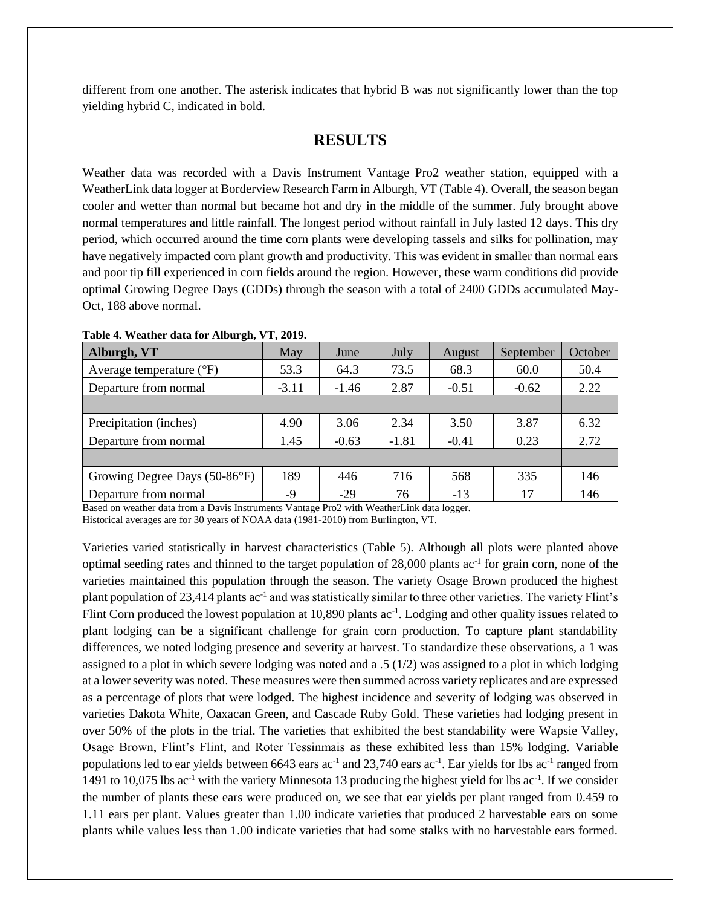different from one another. The asterisk indicates that hybrid B was not significantly lower than the top yielding hybrid C, indicated in bold.

## RESULTS

Weather data was recorded with a Davis Instrument Vantage Pro2 weather station, equipped with a WeatherLink data logger at Borderview Research Farm in Alburgh, VT (Table 4). Overall, the season began cooler and wetter than normal but became hot and dry in the middle of the summer. July brought above normal temperatures and little rainfall. The longest period without rainfall in July lasted 12 days. This dry period, which occurred around the time corn plants were developing tassels and silks for pollination, may have negatively impacted corn plant growth and productivity. This was evident in smaller than normal ears and poor tip fill experienced in corn fields around the region. However, these warm conditions did provide optimal Growing Degree Days (GDDs) through the season with a total of 2400 GDDs accumulated May-Oct, 188 above normal.

**Table 4. Weather data for Alburgh, VT, 2019.**

| Alburgh, VT | May | June | July | August | September | October |
|---|---|---|---|---|---|---|
| Average temperature (°F) | 53.3 | 64.3 | 73.5 | 68.3 | 60.0 | 50.4 |
| Departure from normal | -3.11 | -1.46 | 2.87 | -0.51 | -0.62 | 2.22 |
| | | | | | | |
| Precipitation (inches) | 4.90 | 3.06 | 2.34 | 3.50 | 3.87 | 6.32 |
| Departure from normal | 1.45 | -0.63 | -1.81 | -0.41 | 0.23 | 2.72 |
| | | | | | | |
| Growing Degree Days (50-86°F) | 189 | 446 | 716 | 568 | 335 | 146 |
| Departure from normal | -9 | -29 | 76 | -13 | 17 | 146 |

Based on weather data from a Davis Instruments Vantage Pro2 with WeatherLink data logger.
Historical averages are for 30 years of NOAA data (1981-2010) from Burlington, VT.

Varieties varied statistically in harvest characteristics (Table 5). Although all plots were planted above optimal seeding rates and thinned to the target population of 28,000 plants ac$^{-1}$ for grain corn, none of the varieties maintained this population through the season. The variety Osage Brown produced the highest plant population of 23,414 plants ac$^{-1}$ and was statistically similar to three other varieties. The variety Flint's Flint Corn produced the lowest population at 10,890 plants ac$^{-1}$. Lodging and other quality issues related to plant lodging can be a significant challenge for grain corn production. To capture plant standability differences, we noted lodging presence and severity at harvest. To standardize these observations, a 1 was assigned to a plot in which severe lodging was noted and a .5 (1/2) was assigned to a plot in which lodging at a lower severity was noted. These measures were then summed across variety replicates and are expressed as a percentage of plots that were lodged. The highest incidence and severity of lodging was observed in varieties Dakota White, Oaxacan Green, and Cascade Ruby Gold. These varieties had lodging present in over 50% of the plots in the trial. The varieties that exhibited the best standability were Wapsie Valley, Osage Brown, Flint's Flint, and Roter Tessinmais as these exhibited less than 15% lodging. Variable populations led to ear yields between 6643 ears ac$^{-1}$ and 23,740 ears ac$^{-1}$. Ear yields for lbs ac$^{-1}$ ranged from 1491 to 10,075 lbs ac$^{-1}$ with the variety Minnesota 13 producing the highest yield for lbs ac$^{-1}$. If we consider the number of plants these ears were produced on, we see that ear yields per plant ranged from 0.459 to 1.11 ears per plant. Values greater than 1.00 indicate varieties that produced 2 harvestable ears on some plants while values less than 1.00 indicate varieties that had some stalks with no harvestable ears formed.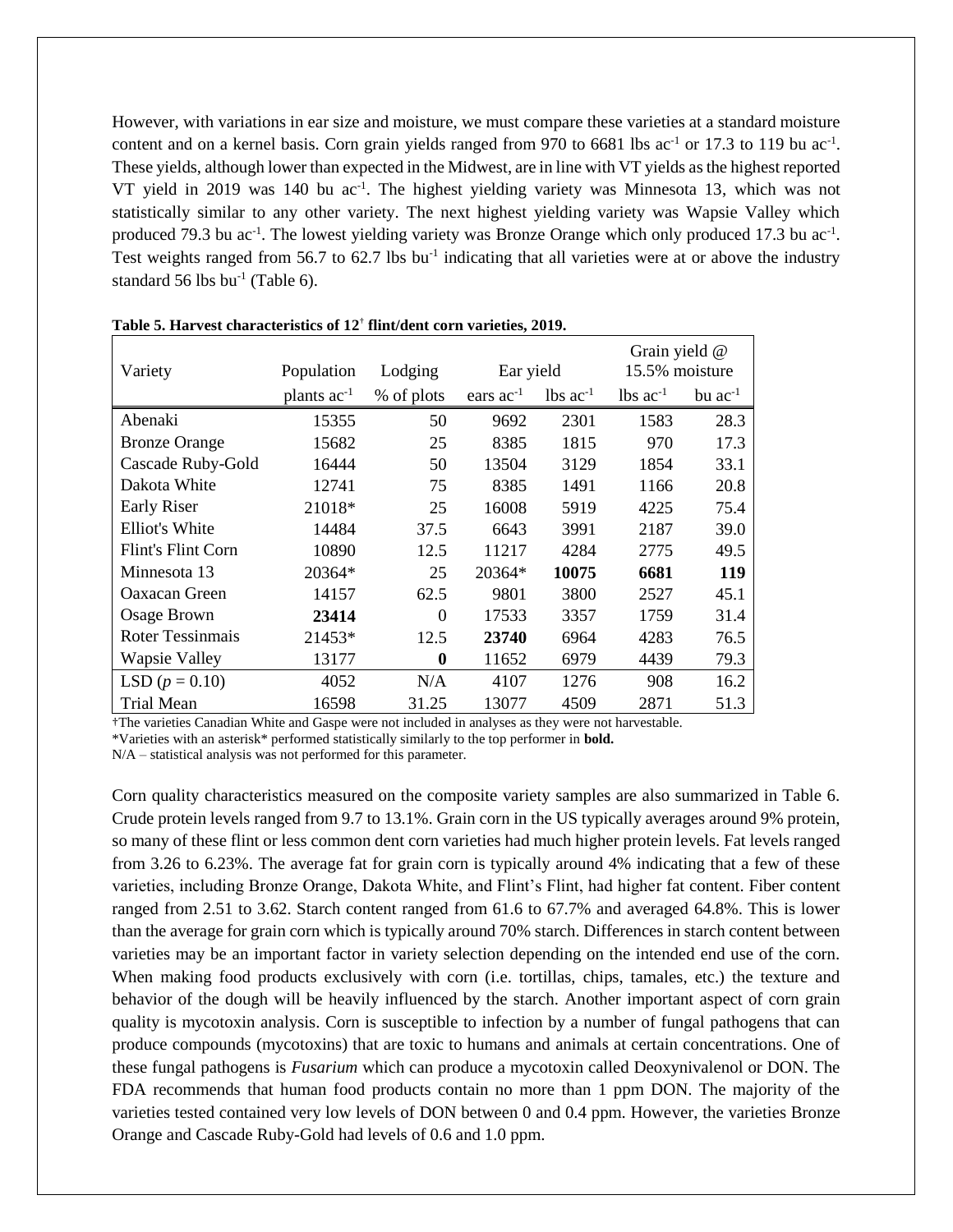However, with variations in ear size and moisture, we must compare these varieties at a standard moisture content and on a kernel basis. Corn grain yields ranged from 970 to 6681 lbs ac$^{-1}$ or 17.3 to 119 bu ac$^{-1}$. These yields, although lower than expected in the Midwest, are in line with VT yields as the highest reported VT yield in 2019 was 140 bu ac$^{-1}$. The highest yielding variety was Minnesota 13, which was not statistically similar to any other variety. The next highest yielding variety was Wapsie Valley which produced 79.3 bu ac$^{-1}$. The lowest yielding variety was Bronze Orange which only produced 17.3 bu ac$^{-1}$. Test weights ranged from 56.7 to 62.7 lbs bu$^{-1}$ indicating that all varieties were at or above the industry standard 56 lbs bu$^{-1}$ (Table 6).

**Table 5. Harvest characteristics of 12† flint/dent corn varieties, 2019.**

| Variety | Population | Lodging | Ear yield | | Grain yield @ 15.5% moisture | |
|---|---|---|---|---|---|---|
| | plants ac$^{-1}$ | % of plots | ears ac$^{-1}$ | lbs ac$^{-1}$ | lbs ac$^{-1}$ | bu ac$^{-1}$ |
| Abenaki | 15355 | 50 | 9692 | 2301 | 1583 | 28.3 |
| Bronze Orange | 15682 | 25 | 8385 | 1815 | 970 | 17.3 |
| Cascade Ruby-Gold | 16444 | 50 | 13504 | 3129 | 1854 | 33.1 |
| Dakota White | 12741 | 75 | 8385 | 1491 | 1166 | 20.8 |
| Early Riser | 21018* | 25 | 16008 | 5919 | 4225 | 75.4 |
| Elliot's White | 14484 | 37.5 | 6643 | 3991 | 2187 | 39.0 |
| Flint's Flint Corn | 10890 | 12.5 | 11217 | 4284 | 2775 | 49.5 |
| Minnesota 13 | 20364* | 25 | 20364* | **10075** | **6681** | **119** |
| Oaxacan Green | 14157 | 62.5 | 9801 | 3800 | 2527 | 45.1 |
| Osage Brown | **23414** | 0 | 17533 | 3357 | 1759 | 31.4 |
| Roter Tessinmais | 21453* | 12.5 | **23740** | 6964 | 4283 | 76.5 |
| Wapsie Valley | 13177 | **0** | 11652 | 6979 | 4439 | 79.3 |
| LSD ($p$ = 0.10) | 4052 | N/A | 4107 | 1276 | 908 | 16.2 |
| Trial Mean | 16598 | 31.25 | 13077 | 4509 | 2871 | 51.3 |

†The varieties Canadian White and Gaspe were not included in analyses as they were not harvestable.
*Varieties with an asterisk* performed statistically similarly to the top performer in **bold.**
N/A – statistical analysis was not performed for this parameter.

Corn quality characteristics measured on the composite variety samples are also summarized in Table 6. Crude protein levels ranged from 9.7 to 13.1%. Grain corn in the US typically averages around 9% protein, so many of these flint or less common dent corn varieties had much higher protein levels. Fat levels ranged from 3.26 to 6.23%. The average fat for grain corn is typically around 4% indicating that a few of these varieties, including Bronze Orange, Dakota White, and Flint's Flint, had higher fat content. Fiber content ranged from 2.51 to 3.62. Starch content ranged from 61.6 to 67.7% and averaged 64.8%. This is lower than the average for grain corn which is typically around 70% starch. Differences in starch content between varieties may be an important factor in variety selection depending on the intended end use of the corn. When making food products exclusively with corn (i.e. tortillas, chips, tamales, etc.) the texture and behavior of the dough will be heavily influenced by the starch. Another important aspect of corn grain quality is mycotoxin analysis. Corn is susceptible to infection by a number of fungal pathogens that can produce compounds (mycotoxins) that are toxic to humans and animals at certain concentrations. One of these fungal pathogens is *Fusarium* which can produce a mycotoxin called Deoxynivalenol or DON. The FDA recommends that human food products contain no more than 1 ppm DON. The majority of the varieties tested contained very low levels of DON between 0 and 0.4 ppm. However, the varieties Bronze Orange and Cascade Ruby-Gold had levels of 0.6 and 1.0 ppm.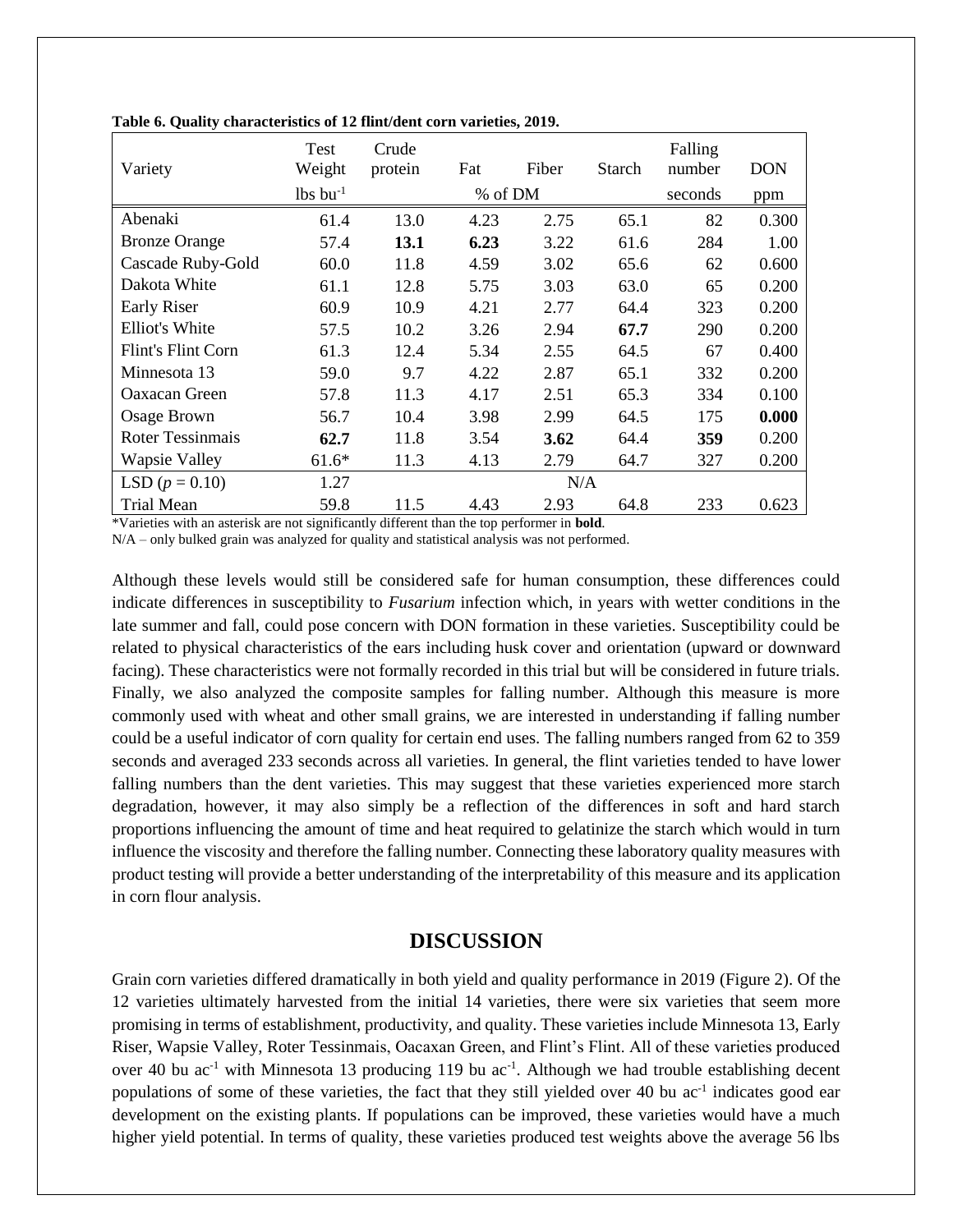**Table 6. Quality characteristics of 12 flint/dent corn varieties, 2019.**

| Variety | Test Weight | Crude protein | Fat | Fiber | Starch | Falling number | DON |
|---|---|---|---|---|---|---|---|
| | lbs bu$^{-1}$ | | % of DM | | | seconds | ppm |
| Abenaki | 61.4 | 13.0 | 4.23 | 2.75 | 65.1 | 82 | 0.300 |
| Bronze Orange | 57.4 | **13.1** | **6.23** | 3.22 | 61.6 | 284 | 1.00 |
| Cascade Ruby-Gold | 60.0 | 11.8 | 4.59 | 3.02 | 65.6 | 62 | 0.600 |
| Dakota White | 61.1 | 12.8 | 5.75 | 3.03 | 63.0 | 65 | 0.200 |
| Early Riser | 60.9 | 10.9 | 4.21 | 2.77 | 64.4 | 323 | 0.200 |
| Elliot's White | 57.5 | 10.2 | 3.26 | 2.94 | **67.7** | 290 | 0.200 |
| Flint's Flint Corn | 61.3 | 12.4 | 5.34 | 2.55 | 64.5 | 67 | 0.400 |
| Minnesota 13 | 59.0 | 9.7 | 4.22 | 2.87 | 65.1 | 332 | 0.200 |
| Oaxacan Green | 57.8 | 11.3 | 4.17 | 2.51 | 65.3 | 334 | 0.100 |
| Osage Brown | 56.7 | 10.4 | 3.98 | 2.99 | 64.5 | 175 | **0.000** |
| Roter Tessinmais | **62.7** | 11.8 | 3.54 | **3.62** | 64.4 | **359** | 0.200 |
| Wapsie Valley | 61.6* | 11.3 | 4.13 | 2.79 | 64.7 | 327 | 0.200 |
| LSD ($p$ = 0.10) | 1.27 | | | N/A | | | |
| Trial Mean | 59.8 | 11.5 | 4.43 | 2.93 | 64.8 | 233 | 0.623 |

*Varieties with an asterisk are not significantly different than the top performer in **bold**.

N/A – only bulked grain was analyzed for quality and statistical analysis was not performed.

Although these levels would still be considered safe for human consumption, these differences could indicate differences in susceptibility to *Fusarium* infection which, in years with wetter conditions in the late summer and fall, could pose concern with DON formation in these varieties. Susceptibility could be related to physical characteristics of the ears including husk cover and orientation (upward or downward facing). These characteristics were not formally recorded in this trial but will be considered in future trials. Finally, we also analyzed the composite samples for falling number. Although this measure is more commonly used with wheat and other small grains, we are interested in understanding if falling number could be a useful indicator of corn quality for certain end uses. The falling numbers ranged from 62 to 359 seconds and averaged 233 seconds across all varieties. In general, the flint varieties tended to have lower falling numbers than the dent varieties. This may suggest that these varieties experienced more starch degradation, however, it may also simply be a reflection of the differences in soft and hard starch proportions influencing the amount of time and heat required to gelatinize the starch which would in turn influence the viscosity and therefore the falling number. Connecting these laboratory quality measures with product testing will provide a better understanding of the interpretability of this measure and its application in corn flour analysis.

## DISCUSSION

Grain corn varieties differed dramatically in both yield and quality performance in 2019 (Figure 2). Of the 12 varieties ultimately harvested from the initial 14 varieties, there were six varieties that seem more promising in terms of establishment, productivity, and quality. These varieties include Minnesota 13, Early Riser, Wapsie Valley, Roter Tessinmais, Oacaxan Green, and Flint's Flint. All of these varieties produced over 40 bu ac$^{-1}$ with Minnesota 13 producing 119 bu ac$^{-1}$. Although we had trouble establishing decent populations of some of these varieties, the fact that they still yielded over 40 bu ac$^{-1}$ indicates good ear development on the existing plants. If populations can be improved, these varieties would have a much higher yield potential. In terms of quality, these varieties produced test weights above the average 56 lbs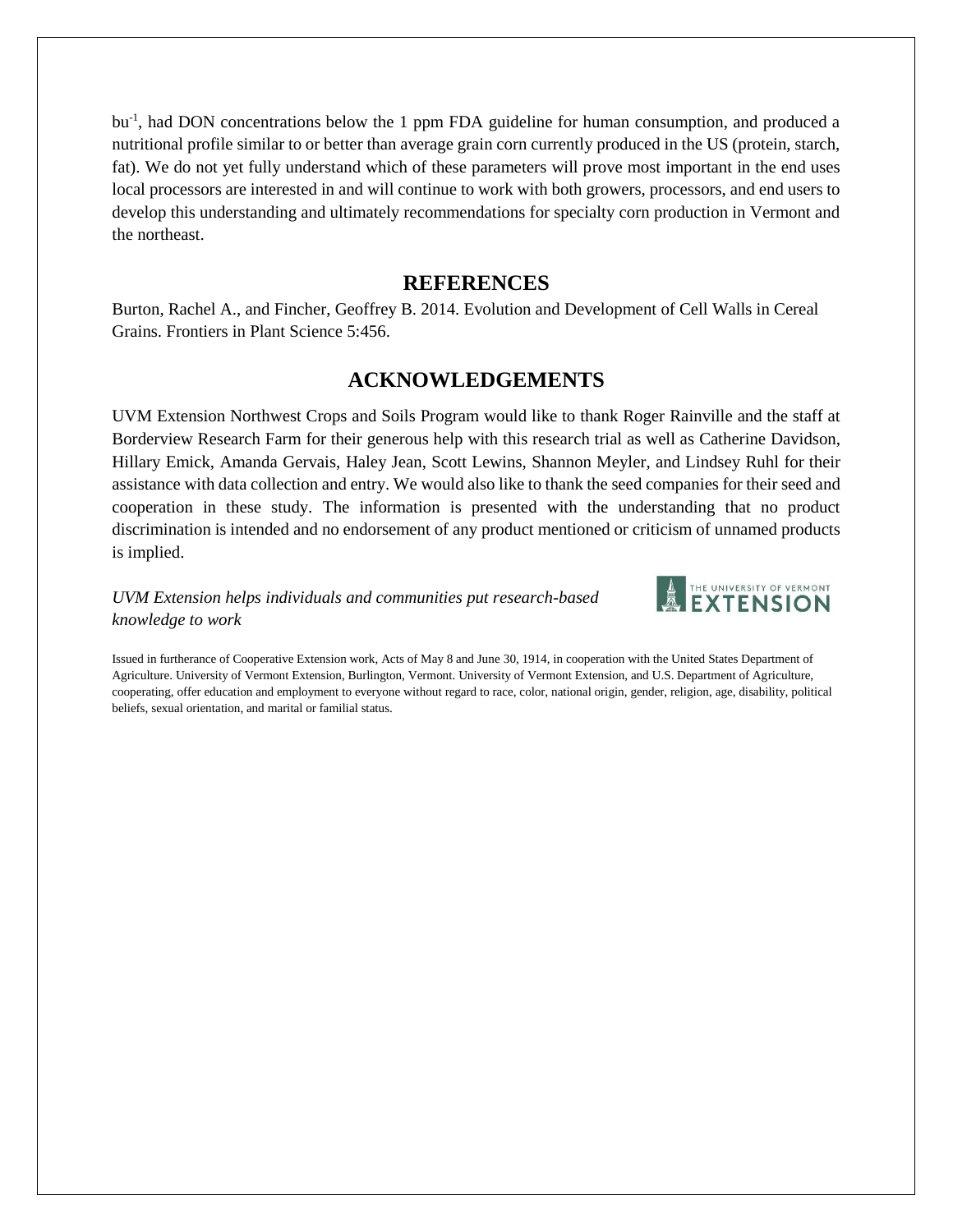bu$^{-1}$, had DON concentrations below the 1 ppm FDA guideline for human consumption, and produced a nutritional profile similar to or better than average grain corn currently produced in the US (protein, starch, fat). We do not yet fully understand which of these parameters will prove most important in the end uses local processors are interested in and will continue to work with both growers, processors, and end users to develop this understanding and ultimately recommendations for specialty corn production in Vermont and the northeast.

## REFERENCES

Burton, Rachel A., and Fincher, Geoffrey B. 2014. Evolution and Development of Cell Walls in Cereal Grains. Frontiers in Plant Science 5:456.

## ACKNOWLEDGEMENTS

UVM Extension Northwest Crops and Soils Program would like to thank Roger Rainville and the staff at Borderview Research Farm for their generous help with this research trial as well as Catherine Davidson, Hillary Emick, Amanda Gervais, Haley Jean, Scott Lewins, Shannon Meyler, and Lindsey Ruhl for their assistance with data collection and entry. We would also like to thank the seed companies for their seed and cooperation in these study. The information is presented with the understanding that no product discrimination is intended and no endorsement of any product mentioned or criticism of unnamed products is implied.

*UVM Extension helps individuals and communities put research-based knowledge to work*

THE UNIVERSITY OF VERMONT EXTENSION

Issued in furtherance of Cooperative Extension work, Acts of May 8 and June 30, 1914, in cooperation with the United States Department of Agriculture. University of Vermont Extension, Burlington, Vermont. University of Vermont Extension, and U.S. Department of Agriculture, cooperating, offer education and employment to everyone without regard to race, color, national origin, gender, religion, age, disability, political beliefs, sexual orientation, and marital or familial status.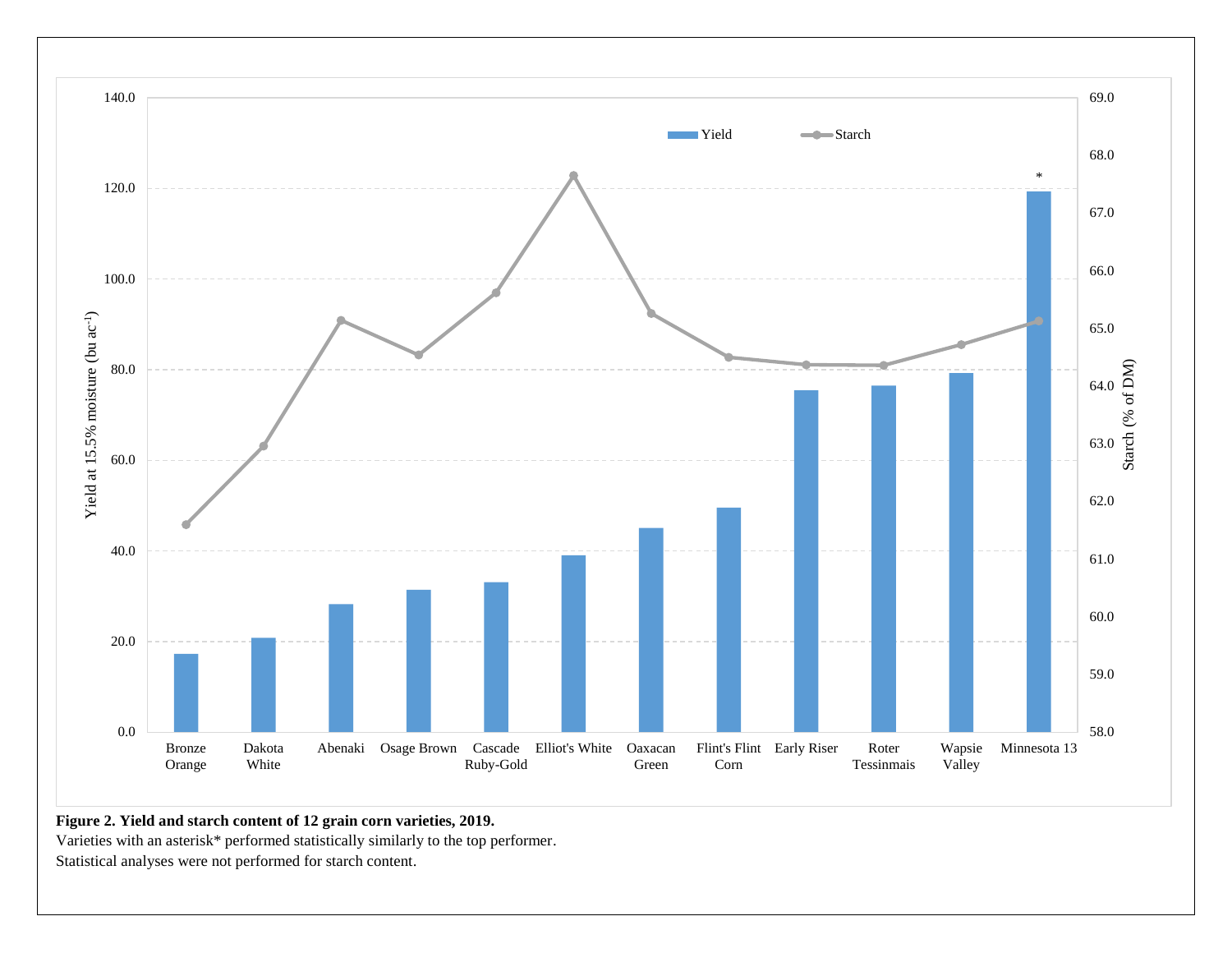Yield

Starch

Yield at 15.5% moisture (bu ac$^{-1}$)

Starch (% of DM)

140.0
120.0
100.0
80.0
60.0
40.0
20.0
0.0

69.0
68.0
67.0
66.0
65.0
64.0
63.0
62.0
61.0
60.0
59.0
58.0

*

Bronze Orange
Dakota White
Abenaki
Osage Brown
Cascade Ruby-Gold
Elliot's White
Oaxacan Green
Flint's Flint Corn
Early Riser
Roter Tessinmais
Wapsie Valley
Minnesota 13

**Figure 2. Yield and starch content of 12 grain corn varieties, 2019.**
Varieties with an asterisk* performed statistically similarly to the top performer.
Statistical analyses were not performed for starch content.